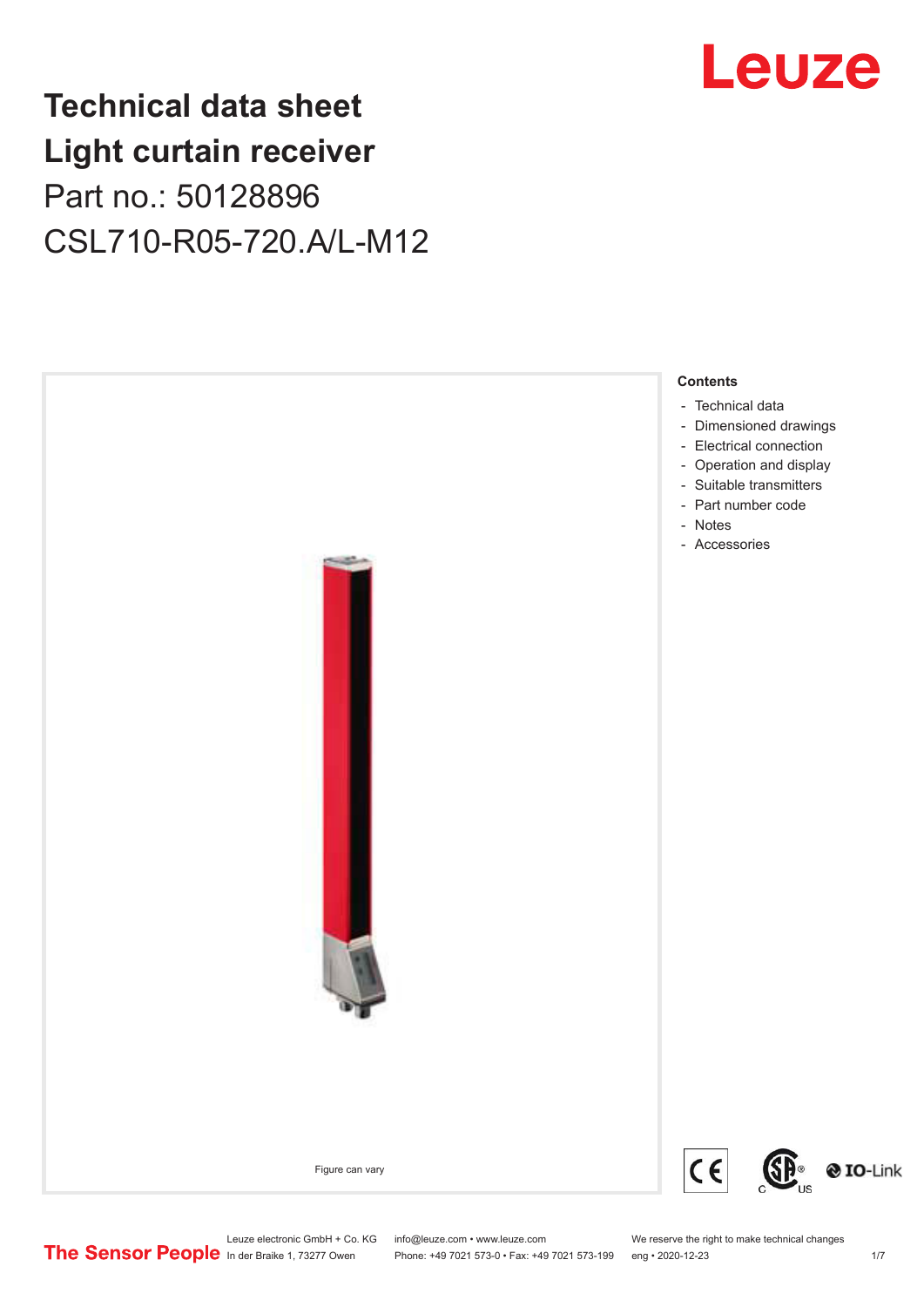# Technical data sheet
# Light curtain receiver

Part no.: 50128896

CSL710-R05-720.A/L-M12

Figure can vary

**Contents**

- Technical data
- Dimensioned drawings
- Electrical connection
- Operation and display
- Suitable transmitters
- Part number code
- Notes
- Accessories

Leuze electronic GmbH + Co. KG
In der Braike 1, 73277 Owen

info@leuze.com • www.leuze.com
Phone: +49 7021 573-0 • Fax: +49 7021 573-199

We reserve the right to make technical changes
eng • 2020-12-23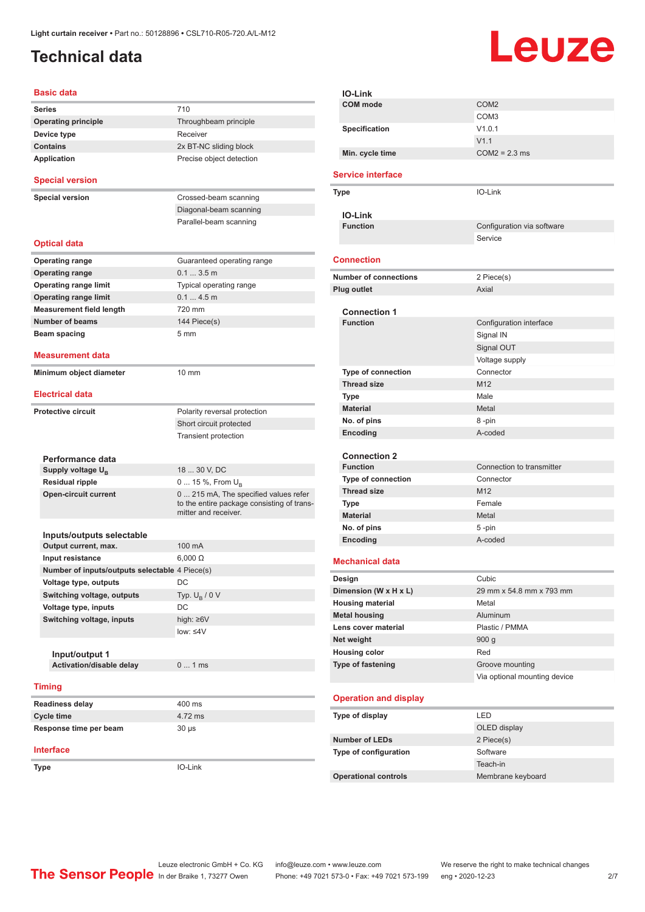Light curtain receiver • Part no.: 50128896 • CSL710-R05-720.A/L-M12

# Technical data

## Basic data

| | |
|---|---|
| **Series** | 710 |
| **Operating principle** | Throughbeam principle |
| **Device type** | Receiver |
| **Contains** | 2x BT-NC sliding block |
| **Application** | Precise object detection |

## Special version

| | |
|---|---|
| **Special version** | Crossed-beam scanning |
| | Diagonal-beam scanning |
| | Parallel-beam scanning |

## Optical data

| | |
|---|---|
| **Operating range** | Guaranteed operating range |
| **Operating range** | 0.1 ... 3.5 m |
| **Operating range limit** | Typical operating range |
| **Operating range limit** | 0.1 ... 4.5 m |
| **Measurement field length** | 720 mm |
| **Number of beams** | 144 Piece(s) |
| **Beam spacing** | 5 mm |

## Measurement data

| | |
|---|---|
| **Minimum object diameter** | 10 mm |

## Electrical data

| | |
|---|---|
| **Protective circuit** | Polarity reversal protection |
| | Short circuit protected |
| | Transient protection |

### Performance data

| | |
|---|---|
| **Supply voltage $U_B$** | 18 ... 30 V, DC |
| **Residual ripple** | 0 ... 15 %, From $U_B$ |
| **Open-circuit current** | 0 ... 215 mA, The specified values refer to the entire package consisting of transmitter and receiver. |

### Inputs/outputs selectable

| | |
|---|---|
| **Output current, max.** | 100 mA |
| **Input resistance** | 6,000 Ω |
| **Number of inputs/outputs selectable** | 4 Piece(s) |
| **Voltage type, outputs** | DC |
| **Switching voltage, outputs** | Typ. $U_B$ / 0 V |
| **Voltage type, inputs** | DC |
| **Switching voltage, inputs** | high: ≥6V |
| | low: ≤4V |

#### Input/output 1

| | |
|---|---|
| **Activation/disable delay** | 0 ... 1 ms |

## Timing

| | |
|---|---|
| **Readiness delay** | 400 ms |
| **Cycle time** | 4.72 ms |
| **Response time per beam** | 30 µs |

## Interface

| | |
|---|---|
| **Type** | IO-Link |

### IO-Link

| | |
|---|---|
| **COM mode** | COM2 |
| | COM3 |
| **Specification** | V1.0.1 |
| | V1.1 |
| **Min. cycle time** | COM2 = 2.3 ms |

## Service interface

| | |
|---|---|
| **Type** | IO-Link |

### IO-Link

| | |
|---|---|
| **Function** | Configuration via software |
| | Service |

## Connection

| | |
|---|---|
| **Number of connections** | 2 Piece(s) |
| **Plug outlet** | Axial |

### Connection 1

| | |
|---|---|
| **Function** | Configuration interface |
| | Signal IN |
| | Signal OUT |
| | Voltage supply |
| **Type of connection** | Connector |
| **Thread size** | M12 |
| **Type** | Male |
| **Material** | Metal |
| **No. of pins** | 8 -pin |
| **Encoding** | A-coded |

### Connection 2

| | |
|---|---|
| **Function** | Connection to transmitter |
| **Type of connection** | Connector |
| **Thread size** | M12 |
| **Type** | Female |
| **Material** | Metal |
| **No. of pins** | 5 -pin |
| **Encoding** | A-coded |

## Mechanical data

| | |
|---|---|
| **Design** | Cubic |
| **Dimension (W x H x L)** | 29 mm x 54.8 mm x 793 mm |
| **Housing material** | Metal |
| **Metal housing** | Aluminum |
| **Lens cover material** | Plastic / PMMA |
| **Net weight** | 900 g |
| **Housing color** | Red |
| **Type of fastening** | Groove mounting |
| | Via optional mounting device |

## Operation and display

| | |
|---|---|
| **Type of display** | LED |
| | OLED display |
| **Number of LEDs** | 2 Piece(s) |
| **Type of configuration** | Software |
| | Teach-in |
| **Operational controls** | Membrane keyboard |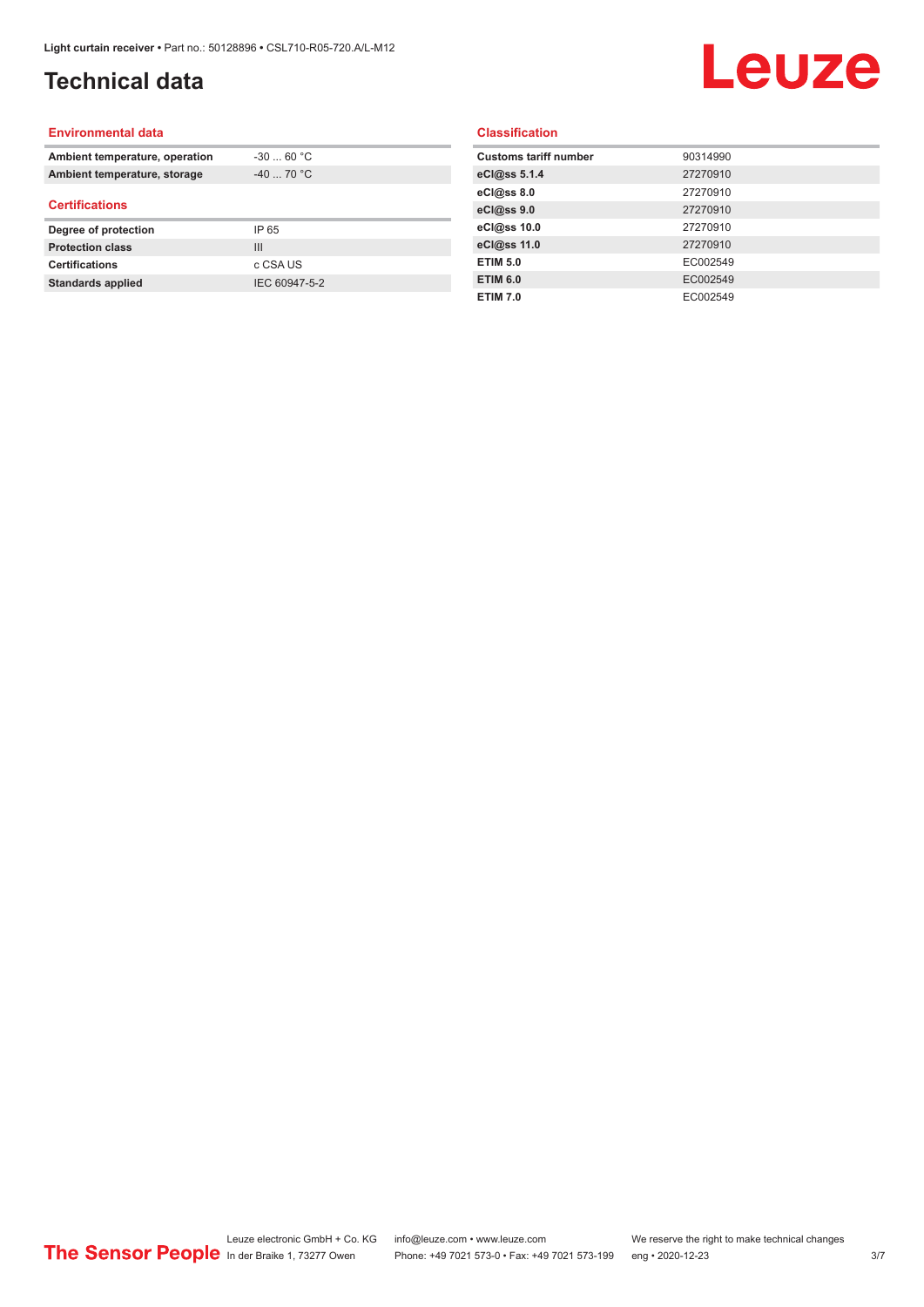# Technical data

## Environmental data

| | |
|---|---|
| **Ambient temperature, operation** | -30 ... 60 °C |
| **Ambient temperature, storage** | -40 ... 70 °C |

## Certifications

| | |
|---|---|
| **Degree of protection** | IP 65 |
| **Protection class** | III |
| **Certifications** | c CSA US |
| **Standards applied** | IEC 60947-5-2 |

## Classification

| | |
|---|---|
| **Customs tariff number** | 90314990 |
| **eCl@ss 5.1.4** | 27270910 |
| **eCl@ss 8.0** | 27270910 |
| **eCl@ss 9.0** | 27270910 |
| **eCl@ss 10.0** | 27270910 |
| **eCl@ss 11.0** | 27270910 |
| **ETIM 5.0** | EC002549 |
| **ETIM 6.0** | EC002549 |
| **ETIM 7.0** | EC002549 |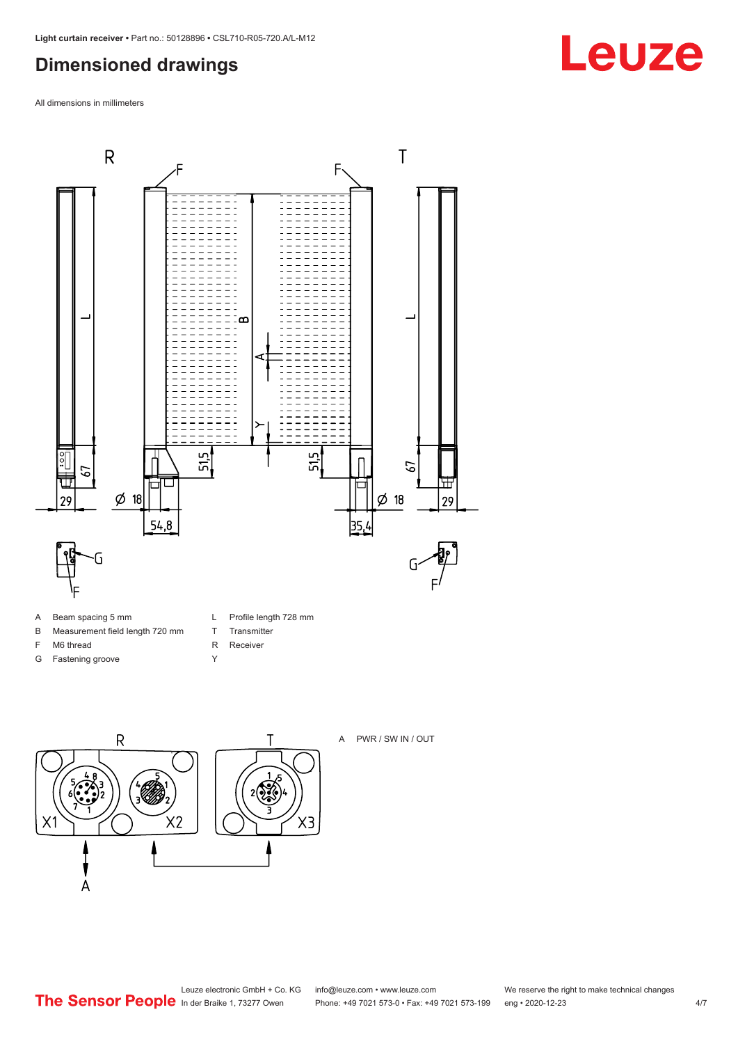# Dimensioned drawings

All dimensions in millimeters

| | | | |
|---|---|---|---|
| A | Beam spacing 5 mm | L | Profile length 728 mm |
| B | Measurement field length 720 mm | T | Transmitter |
| F | M6 thread | R | Receiver |
| G | Fastening groove | Y | |

A PWR / SW IN / OUT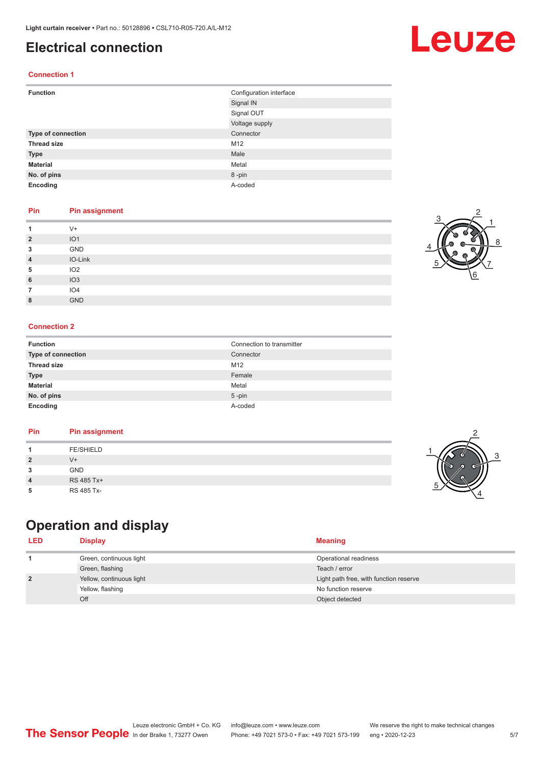# Electrical connection

### Connection 1

| Function | Configuration interface |
|---|---|
| | Signal IN |
| | Signal OUT |
| | Voltage supply |
| **Type of connection** | Connector |
| **Thread size** | M12 |
| **Type** | Male |
| **Material** | Metal |
| **No. of pins** | 8 -pin |
| **Encoding** | A-coded |

| Pin | Pin assignment |
|---|---|
| 1 | V+ |
| 2 | IO1 |
| 3 | GND |
| 4 | IO-Link |
| 5 | IO2 |
| 6 | IO3 |
| 7 | IO4 |
| 8 | GND |

### Connection 2

| Function | Connection to transmitter |
|---|---|
| **Type of connection** | Connector |
| **Thread size** | M12 |
| **Type** | Female |
| **Material** | Metal |
| **No. of pins** | 5 -pin |
| **Encoding** | A-coded |

| Pin | Pin assignment |
|---|---|
| 1 | FE/SHIELD |
| 2 | V+ |
| 3 | GND |
| 4 | RS 485 Tx+ |
| 5 | RS 485 Tx- |

# Operation and display

| LED | Display | Meaning |
|---|---|---|
| 1 | Green, continuous light | Operational readiness |
| | Green, flashing | Teach / error |
| 2 | Yellow, continuous light | Light path free, with function reserve |
| | Yellow, flashing | No function reserve |
| | Off | Object detected |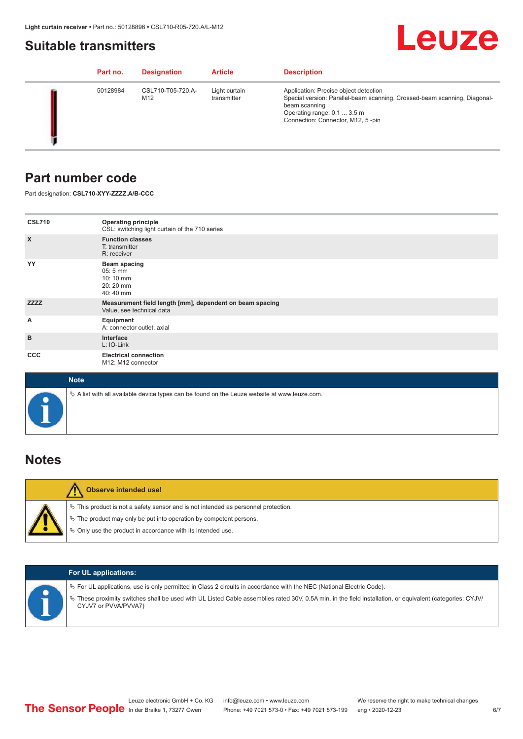## Suitable transmitters

| Part no. | Designation | Article | Description |
| --- | --- | --- | --- |
| 50128984 | CSL710-T05-720.A-M12 | Light curtain transmitter | Application: Precise object detection<br>Special version: Parallel-beam scanning, Crossed-beam scanning, Diagonal-beam scanning<br>Operating range: 0.1 ... 3.5 m<br>Connection: Connector, M12, 5 -pin |

## Part number code

Part designation: **CSL710-XYY-ZZZZ.A/B-CCC**

| | |
| --- | --- |
| **CSL710** | **Operating principle**<br>CSL: switching light curtain of the 710 series |
| **X** | **Function classes**<br>T: transmitter<br>R: receiver |
| **YY** | **Beam spacing**<br>05: 5 mm<br>10: 10 mm<br>20: 20 mm<br>40: 40 mm |
| **ZZZZ** | **Measurement field length [mm], dependent on beam spacing**<br>Value, see technical data |
| **A** | **Equipment**<br>A: connector outlet, axial |
| **B** | **Interface**<br>L: IO-Link |
| **CCC** | **Electrical connection**<br>M12: M12 connector |

**Note**

- A list with all available device types can be found on the Leuze website at www.leuze.com.

## Notes

**Observe intended use!**

- This product is not a safety sensor and is not intended as personnel protection.
- The product may only be put into operation by competent persons.
- Only use the product in accordance with its intended use.

**For UL applications:**

- For UL applications, use is only permitted in Class 2 circuits in accordance with the NEC (National Electric Code).
- These proximity switches shall be used with UL Listed Cable assemblies rated 30V, 0.5A min, in the field installation, or equivalent (categories: CYJV/CYJV7 or PVVA/PVVA7)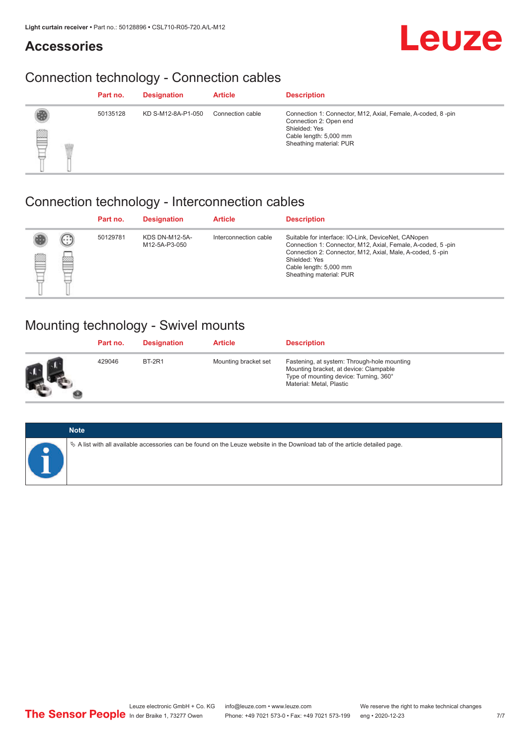## Accessories

## Connection technology - Connection cables

| | Part no. | Designation | Article | Description |
|---|---|---|---|---|
| | 50135128 | KD S-M12-8A-P1-050 | Connection cable | Connection 1: Connector, M12, Axial, Female, A-coded, 8 -pin<br>Connection 2: Open end<br>Shielded: Yes<br>Cable length: 5,000 mm<br>Sheathing material: PUR |

## Connection technology - Interconnection cables

| | Part no. | Designation | Article | Description |
|---|---|---|---|---|
| | 50129781 | KDS DN-M12-5A-M12-5A-P3-050 | Interconnection cable | Suitable for interface: IO-Link, DeviceNet, CANopen<br>Connection 1: Connector, M12, Axial, Female, A-coded, 5 -pin<br>Connection 2: Connector, M12, Axial, Male, A-coded, 5 -pin<br>Shielded: Yes<br>Cable length: 5,000 mm<br>Sheathing material: PUR |

## Mounting technology - Swivel mounts

| | Part no. | Designation | Article | Description |
|---|---|---|---|---|
| | 429046 | BT-2R1 | Mounting bracket set | Fastening, at system: Through-hole mounting<br>Mounting bracket, at device: Clampable<br>Type of mounting device: Turning, 360°<br>Material: Metal, Plastic |

**Note**

A list with all available accessories can be found on the Leuze website in the Download tab of the article detailed page.